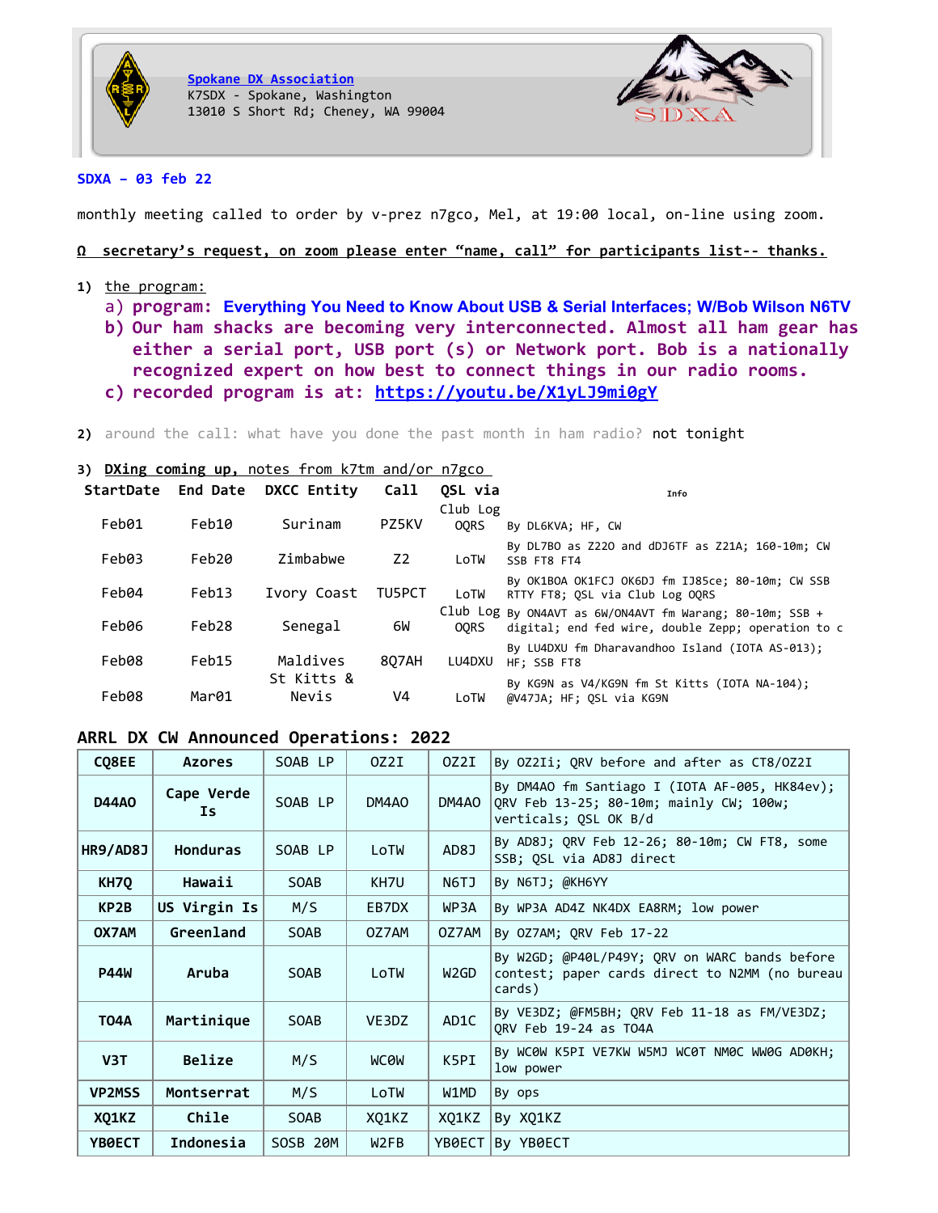**Spokane DX Association**
K7SDX - Spokane, Washington
13010 S Short Rd; Cheney, WA 99004

SDXA

**SDXA – 03 feb 22**

monthly meeting called to order by v-prez n7gco, Mel, at 19:00 local, on-line using zoom.

**Ω secretary's request, on zoom please enter "name, call" for participants list-- thanks.**

1) the program:
   a) **program: Everything You Need to Know About USB & Serial Interfaces; W/Bob Wilson N6TV**
   b) **Our ham shacks are becoming very interconnected. Almost all ham gear has either a serial port, USB port (s) or Network port. Bob is a nationally recognized expert on how best to connect things in our radio rooms.**
   c) **recorded program is at: https://youtu.be/X1yLJ9mi0gY**

2) around the call: what have you done the past month in ham radio? not tonight

3) **DXing coming up, notes from k7tm and/or n7gco**

| StartDate | End Date | DXCC Entity | Call | QSL via | Info |
|---|---|---|---|---|---|
| Feb01 | Feb10 | Surinam | PZ5KV | Club Log OQRS | By DL6KVA; HF, CW |
| Feb03 | Feb20 | Zimbabwe | Z2 | LoTW | By DL7BO as Z22O and dDJ6TF as Z21A; 160-10m; CW SSB FT8 FT4 |
| Feb04 | Feb13 | Ivory Coast | TU5PCT | LoTW | By OK1BOA OK1FCJ OK6DJ fm IJ85ce; 80-10m; CW SSB RTTY FT8; QSL via Club Log OQRS |
| Feb06 | Feb28 | Senegal | 6W | Club Log OQRS | By ON4AVT as 6W/ON4AVT fm Warang; 80-10m; SSB + digital; end fed wire, double Zepp; operation to c |
| Feb08 | Feb15 | Maldives | 8Q7AH | LU4DXU | By LU4DXU fm Dharavandhoo Island (IOTA AS-013); HF; SSB FT8 |
| Feb08 | Mar01 | St Kitts & Nevis | V4 | LoTW | By KG9N as V4/KG9N fm St Kitts (IOTA NA-104); @V47JA; HF; QSL via KG9N |

**ARRL DX CW Announced Operations: 2022**

| | | | | | |
|---|---|---|---|---|---|
| **CQ8EE** | **Azores** | SOAB LP | OZ2I | OZ2I | By OZ2Ii; QRV before and after as CT8/OZ2I |
| **D44AO** | **Cape Verde Is** | SOAB LP | DM4AO | DM4AO | By DM4AO fm Santiago I (IOTA AF-005, HK84ev); QRV Feb 13-25; 80-10m; mainly CW; 100w; verticals; QSL OK B/d |
| **HR9/AD8J** | **Honduras** | SOAB LP | LoTW | AD8J | By AD8J; QRV Feb 12-26; 80-10m; CW FT8, some SSB; QSL via AD8J direct |
| **KH7Q** | **Hawaii** | SOAB | KH7U | N6TJ | By N6TJ; @KH6YY |
| **KP2B** | **US Virgin Is** | M/S | EB7DX | WP3A | By WP3A AD4Z NK4DX EA8RM; low power |
| **OX7AM** | **Greenland** | SOAB | OZ7AM | OZ7AM | By OZ7AM; QRV Feb 17-22 |
| **P44W** | **Aruba** | SOAB | LoTW | W2GD | By W2GD; @P40L/P49Y; QRV on WARC bands before contest; paper cards direct to N2MM (no bureau cards) |
| **TO4A** | **Martinique** | SOAB | VE3DZ | AD1C | By VE3DZ; @FM5BH; QRV Feb 11-18 as FM/VE3DZ; QRV Feb 19-24 as TO4A |
| **V3T** | **Belize** | M/S | WC0W | K5PI | By WC0W K5PI VE7KW W5MJ WC0T NM0C WW0G AD0KH; low power |
| **VP2MSS** | **Montserrat** | M/S | LoTW | W1MD | By ops |
| **XQ1KZ** | **Chile** | SOAB | XQ1KZ | XQ1KZ | By XQ1KZ |
| **YB0ECT** | **Indonesia** | SOSB 20M | W2FB | YB0ECT | By YB0ECT |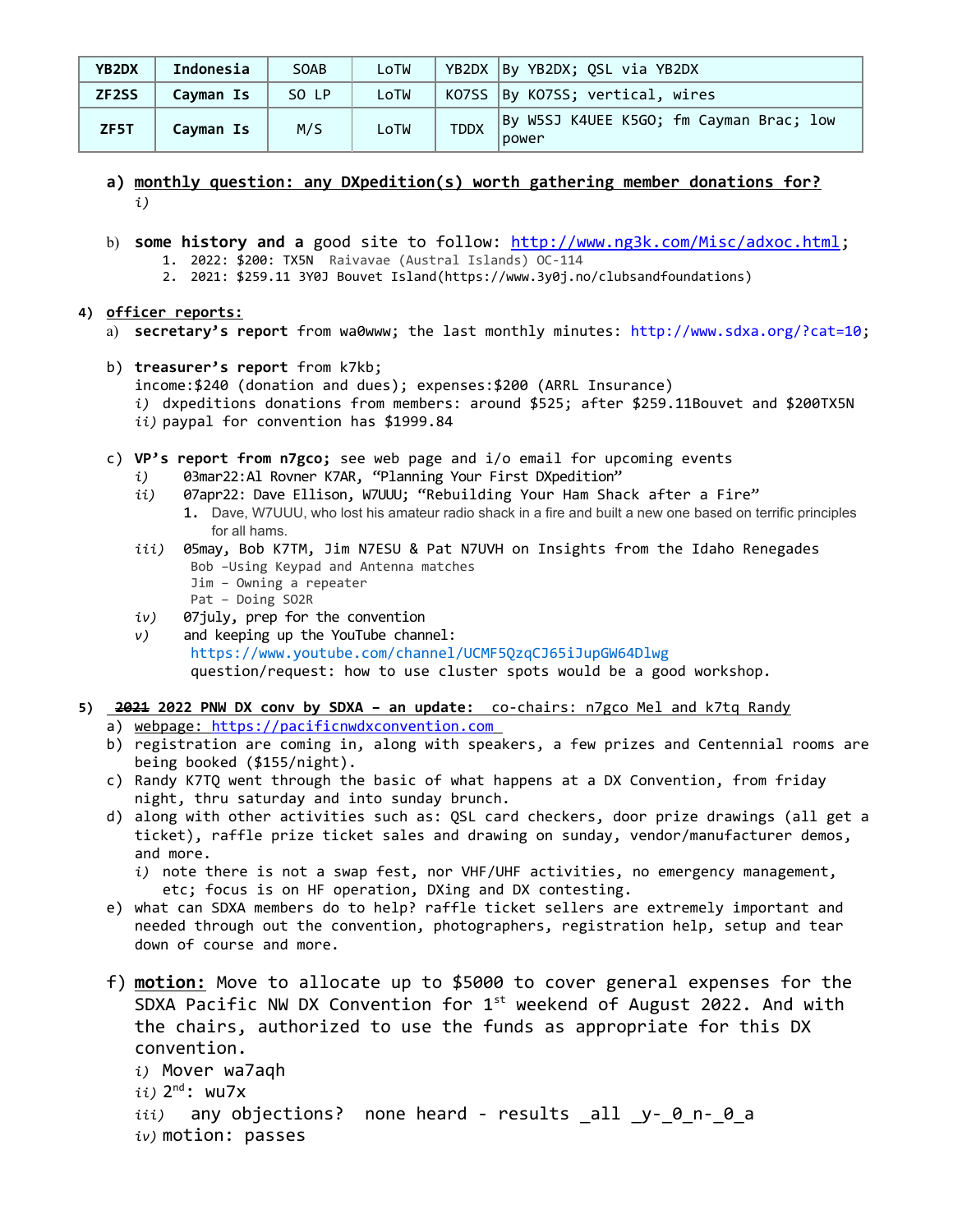| YB2DX | Indonesia | SOAB | LoTW | YB2DX | By YB2DX; QSL via YB2DX |
|---|---|---|---|---|---|
| ZF2SS | Cayman Is | SO LP | LoTW | KO7SS | By KO7SS; vertical, wires |
| ZF5T | Cayman Is | M/S | LoTW | TDDX | By W5SJ K4UEE K5GO; fm Cayman Brac; low power |

a) **monthly question: any DXpedition(s) worth gathering member donations for?**
   *i)*

b) **some history and a** good site to follow: http://www.ng3k.com/Misc/adxoc.html;
   1. 2022: $200: TX5N Raivavae (Austral Islands) OC-114
   2. 2021: $259.11 3Y0J Bouvet Island(https://www.3y0j.no/clubsandfoundations)

4) **officer reports:**

a) **secretary's report** from wa0www; the last monthly minutes: http://www.sdxa.org/?cat=10;

b) **treasurer's report** from k7kb;
   income:$240 (donation and dues); expenses:$200 (ARRL Insurance)
   *i)* dxpeditions donations from members: around $525; after $259.11Bouvet and $200TX5N
   *ii)* paypal for convention has $1999.84

c) **VP's report from n7gco;** see web page and i/o email for upcoming events
   *i)* 03mar22:Al Rovner K7AR, "Planning Your First DXpedition"
   *ii)* 07apr22: Dave Ellison, W7UUU; "Rebuilding Your Ham Shack after a Fire"
      1. Dave, W7UUU, who lost his amateur radio shack in a fire and built a new one based on terrific principles for all hams.
   *iii)* 05may, Bob K7TM, Jim N7ESU & Pat N7UVH on Insights from the Idaho Renegades
      Bob –Using Keypad and Antenna matches
      Jim – Owning a repeater
      Pat – Doing SO2R
   *iv)* 07july, prep for the convention
   *v)* and keeping up the YouTube channel:
      https://www.youtube.com/channel/UCMF5QzqCJ65iJupGW64Dlwg
      question/request: how to use cluster spots would be a good workshop.

5) **~~2021~~ 2022 PNW DX conv by SDXA – an update:** co-chairs: n7gco Mel and k7tq Randy

a) webpage: https://pacificnwdxconvention.com
b) registration are coming in, along with speakers, a few prizes and Centennial rooms are being booked ($155/night).
c) Randy K7TQ went through the basic of what happens at a DX Convention, from friday night, thru saturday and into sunday brunch.
d) along with other activities such as: QSL card checkers, door prize drawings (all get a ticket), raffle prize ticket sales and drawing on sunday, vendor/manufacturer demos, and more.
   *i)* note there is not a swap fest, nor VHF/UHF activities, no emergency management, etc; focus is on HF operation, DXing and DX contesting.
e) what can SDXA members do to help? raffle ticket sellers are extremely important and needed through out the convention, photographers, registration help, setup and tear down of course and more.

f) **motion:** Move to allocate up to $5000 to cover general expenses for the SDXA Pacific NW DX Convention for 1st weekend of August 2022. And with the chairs, authorized to use the funds as appropriate for this DX convention.
   *i)* Mover wa7aqh
   *ii)* 2nd: wu7x
   *iii)* any objections? none heard - results _all _y-_0_n-_0_a
   *iv)* motion: passes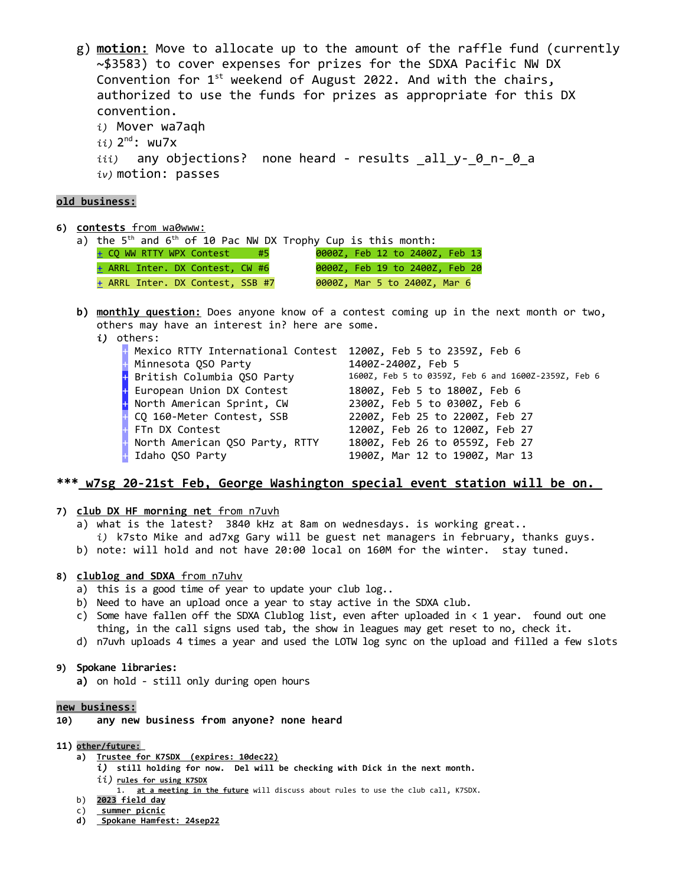g) **motion:** Move to allocate up to the amount of the raffle fund (currently ~$3583) to cover expenses for prizes for the SDXA Pacific NW DX Convention for 1st weekend of August 2022. And with the chairs, authorized to use the funds for prizes as appropriate for this DX convention.
   - *i)* Mover wa7aqh
   - *ii)* 2nd: wu7x
   - *iii)* any objections? none heard - results _all_y-_0_n-_0_a
   - *iv)* motion: passes

**old business:**

6) **contests** from wa0www:
   a) the 5th and 6th of 10 Pac NW DX Trophy Cup is this month:

| Contest | Time |
|---|---|
| + CQ WW RTTY WPX Contest #5 | 0000Z, Feb 12 to 2400Z, Feb 13 |
| + ARRL Inter. DX Contest, CW #6 | 0000Z, Feb 19 to 2400Z, Feb 20 |
| + ARRL Inter. DX Contest, SSB #7 | 0000Z, Mar 5 to 2400Z, Mar 6 |

   b) **monthly question:** Does anyone know of a contest coming up in the next month or two, others may have an interest in? here are some.
      *i)* others:

| Contest | Time |
|---|---|
| + Mexico RTTY International Contest | 1200Z, Feb 5 to 2359Z, Feb 6 |
| + Minnesota QSO Party | 1400Z-2400Z, Feb 5 |
| + British Columbia QSO Party | 1600Z, Feb 5 to 0359Z, Feb 6 and 1600Z-2359Z, Feb 6 |
| + European Union DX Contest | 1800Z, Feb 5 to 1800Z, Feb 6 |
| + North American Sprint, CW | 2300Z, Feb 5 to 0300Z, Feb 6 |
| + CQ 160-Meter Contest, SSB | 2200Z, Feb 25 to 2200Z, Feb 27 |
| + FTn DX Contest | 1200Z, Feb 26 to 1200Z, Feb 27 |
| + North American QSO Party, RTTY | 1800Z, Feb 26 to 0559Z, Feb 27 |
| + Idaho QSO Party | 1900Z, Mar 12 to 1900Z, Mar 13 |

**\*\*\* w7sg 20-21st Feb, George Washington special event station will be on.**

7) **club DX HF morning net** from n7uvh
   a) what is the latest? 3840 kHz at 8am on wednesdays. is working great..
      *i)* k7sto Mike and ad7xg Gary will be guest net managers in february, thanks guys.
   b) note: will hold and not have 20:00 local on 160M for the winter. stay tuned.

8) **clublog and SDXA** from n7uhv
   a) this is a good time of year to update your club log..
   b) Need to have an upload once a year to stay active in the SDXA club.
   c) Some have fallen off the SDXA Clublog list, even after uploaded in < 1 year. found out one thing, in the call signs used tab, the show in leagues may get reset to no, check it.
   d) n7uvh uploads 4 times a year and used the LOTW log sync on the upload and filled a few slots

9) **Spokane libraries:**
   **a)** on hold - still only during open hours

**new business:**

10) **any new business from anyone? none heard**

11) **other/future:**
   **a)** **Trustee for K7SDX (expires: 10dec22)**
      ***i)*** **still holding for now. Del will be checking with Dick in the next month.**
      *ii)* **rules for using K7SDX**
         1. **at a meeting in the future** will discuss about rules to use the club call, K7SDX.
   b) **2023 field day**
   c) **summer picnic**
   **d)** **Spokane Hamfest: 24sep22**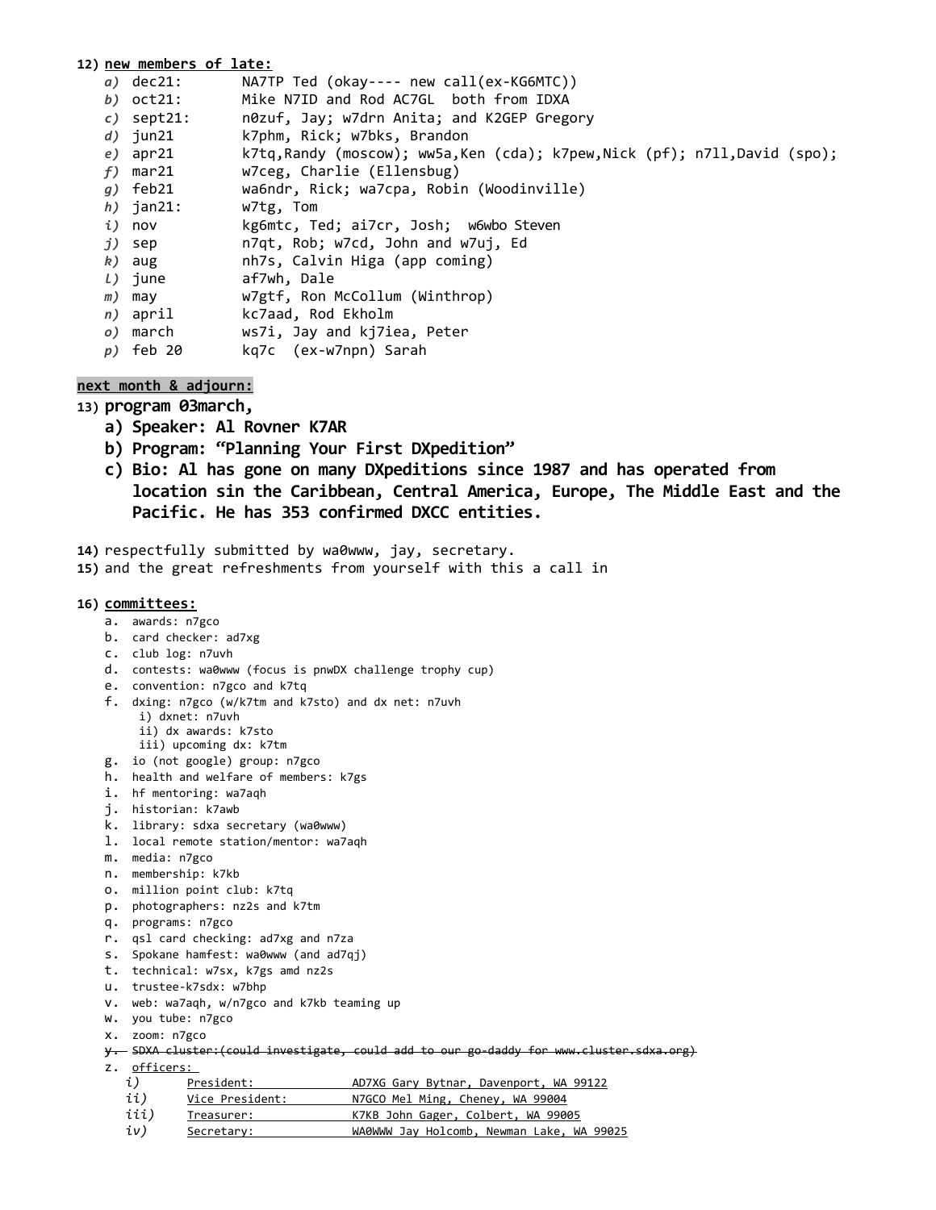12) **new members of late:**

   a) dec21: NA7TP Ted (okay---- new call(ex-KG6MTC))
   b) oct21: Mike N7ID and Rod AC7GL both from IDXA
   c) sept21: n0zuf, Jay; w7drn Anita; and K2GEP Gregory
   d) jun21 k7phm, Rick; w7bks, Brandon
   e) apr21 k7tq,Randy (moscow); ww5a,Ken (cda); k7pew,Nick (pf); n7ll,David (spo);
   f) mar21 w7ceg, Charlie (Ellensbug)
   g) feb21 wa6ndr, Rick; wa7cpa, Robin (Woodinville)
   h) jan21: w7tg, Tom
   i) nov kg6mtc, Ted; ai7cr, Josh; w6wbo Steven
   j) sep n7qt, Rob; w7cd, John and w7uj, Ed
   k) aug nh7s, Calvin Higa (app coming)
   l) june af7wh, Dale
   m) may w7gtf, Ron McCollum (Winthrop)
   n) april kc7aad, Rod Ekholm
   o) march ws7i, Jay and kj7iea, Peter
   p) feb 20 kq7c (ex-w7npn) Sarah

**next month & adjourn:**

13) **program 03march,**
   **a) Speaker: Al Rovner K7AR**
   **b) Program: "Planning Your First DXpedition"**
   **c) Bio: Al has gone on many DXpeditions since 1987 and has operated from location sin the Caribbean, Central America, Europe, The Middle East and the Pacific. He has 353 confirmed DXCC entities.**

14) respectfully submitted by wa0www, jay, secretary.
15) and the great refreshments from yourself with this a call in

16) **committees:**
   a. awards: n7gco
   b. card checker: ad7xg
   c. club log: n7uvh
   d. contests: wa0www (focus is pnwDX challenge trophy cup)
   e. convention: n7gco and k7tq
   f. dxing: n7gco (w/k7tm and k7sto) and dx net: n7uvh
      i) dxnet: n7uvh
      ii) dx awards: k7sto
      iii) upcoming dx: k7tm
   g. io (not google) group: n7gco
   h. health and welfare of members: k7gs
   i. hf mentoring: wa7aqh
   j. historian: k7awb
   k. library: sdxa secretary (wa0www)
   l. local remote station/mentor: wa7aqh
   m. media: n7gco
   n. membership: k7kb
   o. million point club: k7tq
   p. photographers: nz2s and k7tm
   q. programs: n7gco
   r. qsl card checking: ad7xg and n7za
   s. Spokane hamfest: wa0www (and ad7qj)
   t. technical: w7sx, k7gs amd nz2s
   u. trustee-k7sdx: w7bhp
   v. web: wa7aqh, w/n7gco and k7kb teaming up
   w. you tube: n7gco
   x. zoom: n7gco
   y. ~~SDXA cluster:(could investigate, could add to our go-daddy for www.cluster.sdxa.org)~~
   z. officers:
      i) President: AD7XG Gary Bytnar, Davenport, WA 99122
      ii) Vice President: N7GCO Mel Ming, Cheney, WA 99004
      iii) Treasurer: K7KB John Gager, Colbert, WA 99005
      iv) Secretary: WA0WWW Jay Holcomb, Newman Lake, WA 99025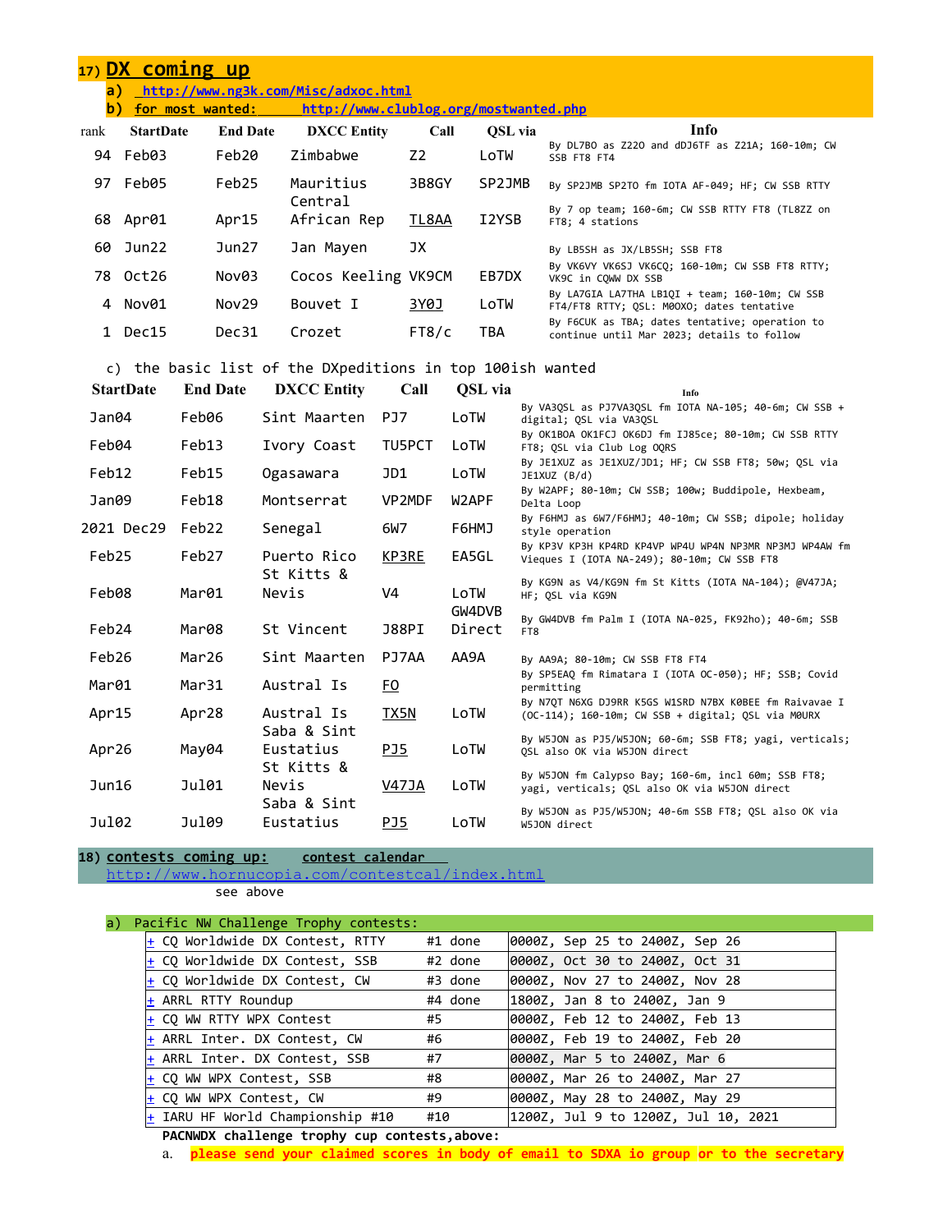## 17) DX coming up

a) http://www.ng3k.com/Misc/adxoc.html

b) for most wanted: http://www.clublog.org/mostwanted.php

| rank | StartDate | End Date | DXCC Entity | Call | QSL via | Info |
|---|---|---|---|---|---|---|
| 94 | Feb03 | Feb20 | Zimbabwe | Z2 | LoTW | By DL7BO as Z22O and dDJ6TF as Z21A; 160-10m; CW SSB FT8 FT4 |
| 97 | Feb05 | Feb25 | Mauritius | 3B8GY | SP2JMB | By SP2JMB SP2TO fm IOTA AF-049; HF; CW SSB RTTY |
| 68 | Apr01 | Apr15 | Central African Rep | TL8AA | I2YSB | By 7 op team; 160-6m; CW SSB RTTY FT8 (TL8ZZ on FT8; 4 stations |
| 60 | Jun22 | Jun27 | Jan Mayen | JX | | By LB5SH as JX/LB5SH; SSB FT8 |
| 78 | Oct26 | Nov03 | Cocos Keeling | VK9CM | EB7DX | By VK6VY VK6SJ VK6CQ; 160-10m; CW SSB FT8 RTTY; VK9C in CQWW DX SSB |
| 4 | Nov01 | Nov29 | Bouvet I | 3Y0J | LoTW | By LA7GIA LA7THA LB1QI + team; 160-10m; CW SSB FT4/FT8 RTTY; QSL: M0OXO; dates tentative |
| 1 | Dec15 | Dec31 | Crozet | FT8/c | TBA | By F6CUK as TBA; dates tentative; operation to continue until Mar 2023; details to follow |

c) the basic list of the DXpeditions in top 100ish wanted

| StartDate | End Date | DXCC Entity | Call | QSL via | Info |
|---|---|---|---|---|---|
| Jan04 | Feb06 | Sint Maarten | PJ7 | LoTW | By VA3QSL as PJ7VA3QSL fm IOTA NA-105; 40-6m; CW SSB + digital; QSL via VA3QSL |
| Feb04 | Feb13 | Ivory Coast | TU5PCT | LoTW | By OK1BOA OK1FCJ OK6DJ fm IJ85ce; 80-10m; CW SSB RTTY FT8; QSL via Club Log OQRS |
| Feb12 | Feb15 | Ogasawara | JD1 | LoTW | By JE1XUZ as JE1XUZ/JD1; HF; CW SSB FT8; 50w; QSL via JE1XUZ (B/d) |
| Jan09 | Feb18 | Montserrat | VP2MDF | W2APF | By W2APF; 80-10m; CW SSB; 100w; Buddipole, Hexbeam, Delta Loop |
| 2021 Dec29 | Feb22 | Senegal | 6W7 | F6HMJ | By F6HMJ as 6W7/F6HMJ; 40-10m; CW SSB; dipole; holiday style operation |
| Feb25 | Feb27 | Puerto Rico | KP3RE | EA5GL | By KP3V KP3H KP4RD KP4VP WP4U WP4N NP3MR NP3MJ WP4AW fm Vieques I (IOTA NA-249); 80-10m; CW SSB FT8 |
| Feb08 | Mar01 | St Kitts & Nevis | V4 | LoTW | By KG9N as V4/KG9N fm St Kitts (IOTA NA-104); @V47JA; HF; QSL via KG9N |
| Feb24 | Mar08 | St Vincent | J88PI | GW4DVB Direct | By GW4DVB fm Palm I (IOTA NA-025, FK92ho); 40-6m; SSB FT8 |
| Feb26 | Mar26 | Sint Maarten | PJ7AA | AA9A | By AA9A; 80-10m; CW SSB FT8 FT4 |
| Mar01 | Mar31 | Austral Is | FO | | By SP5EAQ fm Rimatara I (IOTA OC-050); HF; SSB; Covid permitting |
| Apr15 | Apr28 | Austral Is | TX5N | LoTW | By N7QT N6XG DJ9RR K5GS W1SRD N7BX K0BEE fm Raivavae I (OC-114); 160-10m; CW SSB + digital; QSL via M0URX |
| Apr26 | May04 | Saba & Sint Eustatius | PJ5 | LoTW | By W5JON as PJ5/W5JON; 60-6m; SSB FT8; yagi, verticals; QSL also OK via W5JON direct |
| Jun16 | Jul01 | St Kitts & Nevis | V47JA | LoTW | By W5JON fm Calypso Bay; 160-6m, incl 60m; SSB FT8; yagi, verticals; QSL also OK via W5JON direct |
| Jul02 | Jul09 | Saba & Sint Eustatius | PJ5 | LoTW | By W5JON as PJ5/W5JON; 40-6m SSB FT8; QSL also OK via W5JON direct |

## 18) contests coming up: contest calendar

http://www.hornucopia.com/contestcal/index.html

see above

a) Pacific NW Challenge Trophy contests:

| Contest | # | Dates |
|---|---|---|
| + CQ Worldwide DX Contest, RTTY | #1 done | 0000Z, Sep 25 to 2400Z, Sep 26 |
| + CQ Worldwide DX Contest, SSB | #2 done | 0000Z, Oct 30 to 2400Z, Oct 31 |
| + CQ Worldwide DX Contest, CW | #3 done | 0000Z, Nov 27 to 2400Z, Nov 28 |
| + ARRL RTTY Roundup | #4 done | 1800Z, Jan 8 to 2400Z, Jan 9 |
| + CQ WW RTTY WPX Contest | #5 | 0000Z, Feb 12 to 2400Z, Feb 13 |
| + ARRL Inter. DX Contest, CW | #6 | 0000Z, Feb 19 to 2400Z, Feb 20 |
| + ARRL Inter. DX Contest, SSB | #7 | 0000Z, Mar 5 to 2400Z, Mar 6 |
| + CQ WW WPX Contest, SSB | #8 | 0000Z, Mar 26 to 2400Z, Mar 27 |
| + CQ WW WPX Contest, CW | #9 | 0000Z, May 28 to 2400Z, May 29 |
| + IARU HF World Championship #10 | #10 | 1200Z, Jul 9 to 1200Z, Jul 10, 2021 |

**PACNWDX challenge trophy cup contests,above:**

a. **please send your claimed scores in body of email to SDXA io group or to the secretary**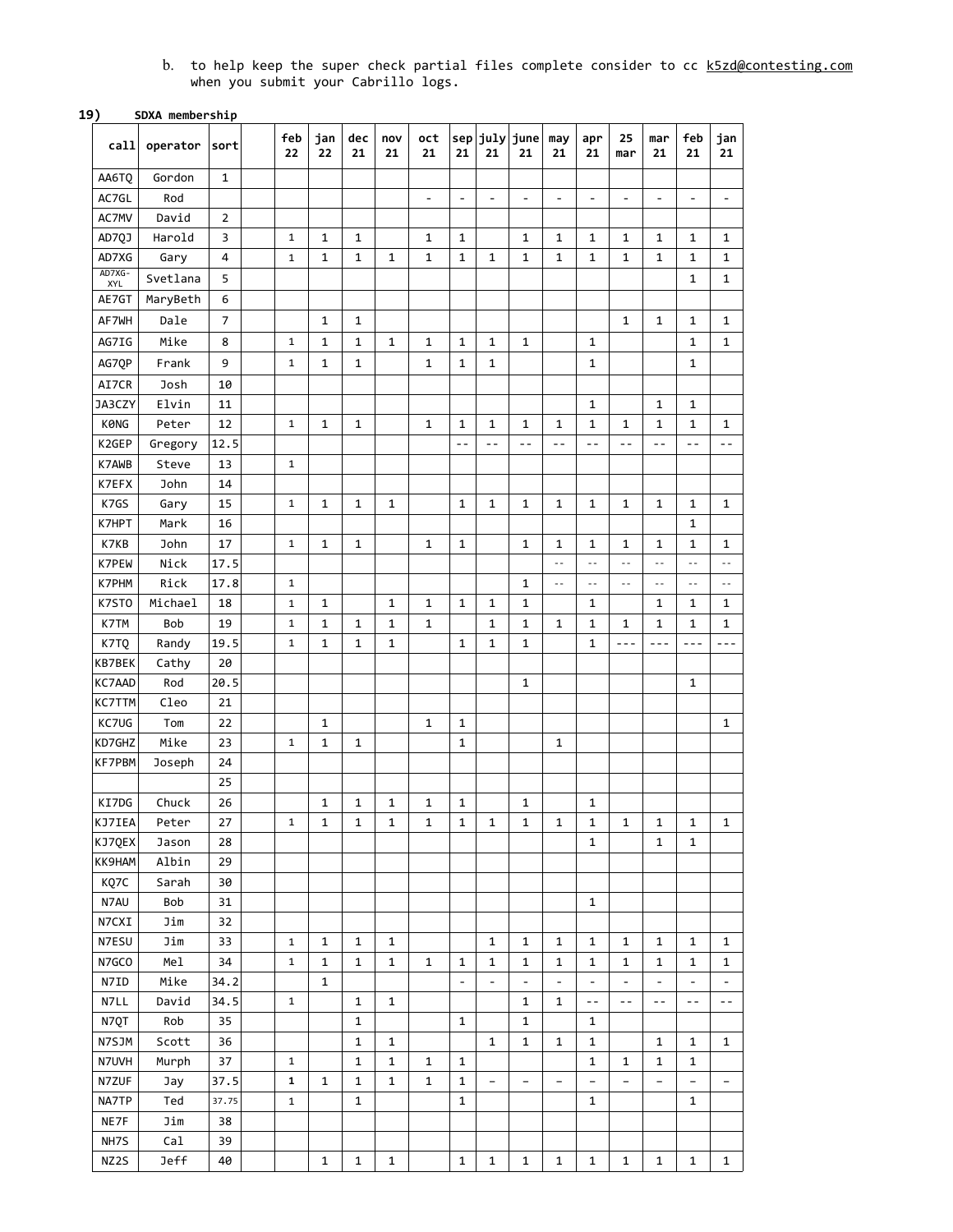b. to help keep the super check partial files complete consider to cc k5zd@contesting.com when you submit your Cabrillo logs.

**19) SDXA membership**

| call | operator | sort | | feb 22 | jan 22 | dec 21 | nov 21 | oct 21 | sep 21 | july 21 | june 21 | may 21 | apr 21 | 25 mar | mar 21 | feb 21 | jan 21 |
|---|---|---|---|---|---|---|---|---|---|---|---|---|---|---|---|---|---|
| AA6TQ | Gordon | 1 | | | | | | | | | | | | | | | |
| AC7GL | Rod | | | | | | | - | - | - | - | - | - | - | - | - | - |
| AC7MV | David | 2 | | | | | | | | | | | | | | | |
| AD7QJ | Harold | 3 | | 1 | 1 | 1 | | 1 | 1 | | 1 | 1 | 1 | 1 | 1 | 1 | 1 |
| AD7XG | Gary | 4 | | 1 | 1 | 1 | 1 | 1 | 1 | 1 | 1 | 1 | 1 | 1 | 1 | 1 | 1 |
| AD7XG-XYL | Svetlana | 5 | | | | | | | | | | | | | | 1 | 1 |
| AE7GT | MaryBeth | 6 | | | | | | | | | | | | | | | |
| AF7WH | Dale | 7 | | | 1 | 1 | | | | | | | | 1 | 1 | 1 | 1 |
| AG7IG | Mike | 8 | | 1 | 1 | 1 | 1 | 1 | 1 | 1 | 1 | | 1 | | | 1 | 1 |
| AG7QP | Frank | 9 | | 1 | 1 | 1 | | 1 | 1 | 1 | | | 1 | | | 1 | |
| AI7CR | Josh | 10 | | | | | | | | | | | | | | | |
| JA3CZY | Elvin | 11 | | | | | | | | | | | 1 | | 1 | 1 | |
| K0NG | Peter | 12 | | 1 | 1 | 1 | | 1 | 1 | 1 | 1 | 1 | 1 | 1 | 1 | 1 | 1 |
| K2GEP | Gregory | 12.5 | | | | | | | -- | -- | -- | -- | -- | -- | -- | -- | -- |
| K7AWB | Steve | 13 | | 1 | | | | | | | | | | | | | |
| K7EFX | John | 14 | | | | | | | | | | | | | | | |
| K7GS | Gary | 15 | | 1 | 1 | 1 | 1 | | 1 | 1 | 1 | 1 | 1 | 1 | 1 | 1 | 1 |
| K7HPT | Mark | 16 | | | | | | | | | | | | | | 1 | |
| K7KB | John | 17 | | 1 | 1 | 1 | | 1 | 1 | | 1 | 1 | 1 | 1 | 1 | 1 | 1 |
| K7PEW | Nick | 17.5 | | | | | | | | | | -- | -- | -- | -- | -- | -- |
| K7PHM | Rick | 17.8 | | 1 | | | | | | | 1 | -- | -- | -- | -- | -- | -- |
| K7STO | Michael | 18 | | 1 | 1 | | 1 | 1 | 1 | 1 | 1 | | 1 | | 1 | 1 | 1 |
| K7TM | Bob | 19 | | 1 | 1 | 1 | 1 | 1 | | 1 | 1 | 1 | 1 | 1 | 1 | 1 | 1 |
| K7TQ | Randy | 19.5 | | 1 | 1 | 1 | 1 | | 1 | 1 | 1 | | 1 | --- | --- | --- | --- |
| KB7BEK | Cathy | 20 | | | | | | | | | | | | | | | |
| KC7AAD | Rod | 20.5 | | | | | | | | | 1 | | | | | 1 | |
| KC7TTM | Cleo | 21 | | | | | | | | | | | | | | | |
| KC7UG | Tom | 22 | | | 1 | | | 1 | 1 | | | | | | | | 1 |
| KD7GHZ | Mike | 23 | | 1 | 1 | 1 | | | 1 | | | 1 | | | | | |
| KF7PBM | Joseph | 24 | | | | | | | | | | | | | | | |
| | | 25 | | | | | | | | | | | | | | | |
| KI7DG | Chuck | 26 | | | 1 | 1 | 1 | 1 | 1 | | 1 | | 1 | | | | |
| KJ7IEA | Peter | 27 | | 1 | 1 | 1 | 1 | 1 | 1 | 1 | 1 | 1 | 1 | 1 | 1 | 1 | 1 |
| KJ7QEX | Jason | 28 | | | | | | | | | | | 1 | | 1 | 1 | |
| KK9HAM | Albin | 29 | | | | | | | | | | | | | | | |
| KQ7C | Sarah | 30 | | | | | | | | | | | | | | | |
| N7AU | Bob | 31 | | | | | | | | | | | 1 | | | | |
| N7CXI | Jim | 32 | | | | | | | | | | | | | | | |
| N7ESU | Jim | 33 | | 1 | 1 | 1 | 1 | | | 1 | 1 | 1 | 1 | 1 | 1 | 1 | 1 |
| N7GCO | Mel | 34 | | 1 | 1 | 1 | 1 | 1 | 1 | 1 | 1 | 1 | 1 | 1 | 1 | 1 | 1 |
| N7ID | Mike | 34.2 | | | 1 | | | | - | - | - | - | - | - | - | - | - |
| N7LL | David | 34.5 | | 1 | | 1 | 1 | | | | 1 | 1 | -- | -- | -- | -- | -- |
| N7QT | Rob | 35 | | | | 1 | | | 1 | | 1 | | 1 | | | | |
| N7SJM | Scott | 36 | | | | 1 | 1 | | | 1 | 1 | 1 | 1 | | 1 | 1 | 1 |
| N7UVH | Murph | 37 | | 1 | | 1 | 1 | 1 | 1 | | | | 1 | 1 | 1 | 1 | |
| N7ZUF | Jay | 37.5 | | 1 | 1 | 1 | 1 | 1 | 1 | – | – | – | – | – | – | – | – |
| NA7TP | Ted | 37.75 | | 1 | | 1 | | | 1 | | | | 1 | | | 1 | |
| NE7F | Jim | 38 | | | | | | | | | | | | | | | |
| NH7S | Cal | 39 | | | | | | | | | | | | | | | |
| NZ2S | Jeff | 40 | | | 1 | 1 | 1 | | 1 | 1 | 1 | 1 | 1 | 1 | 1 | 1 | 1 |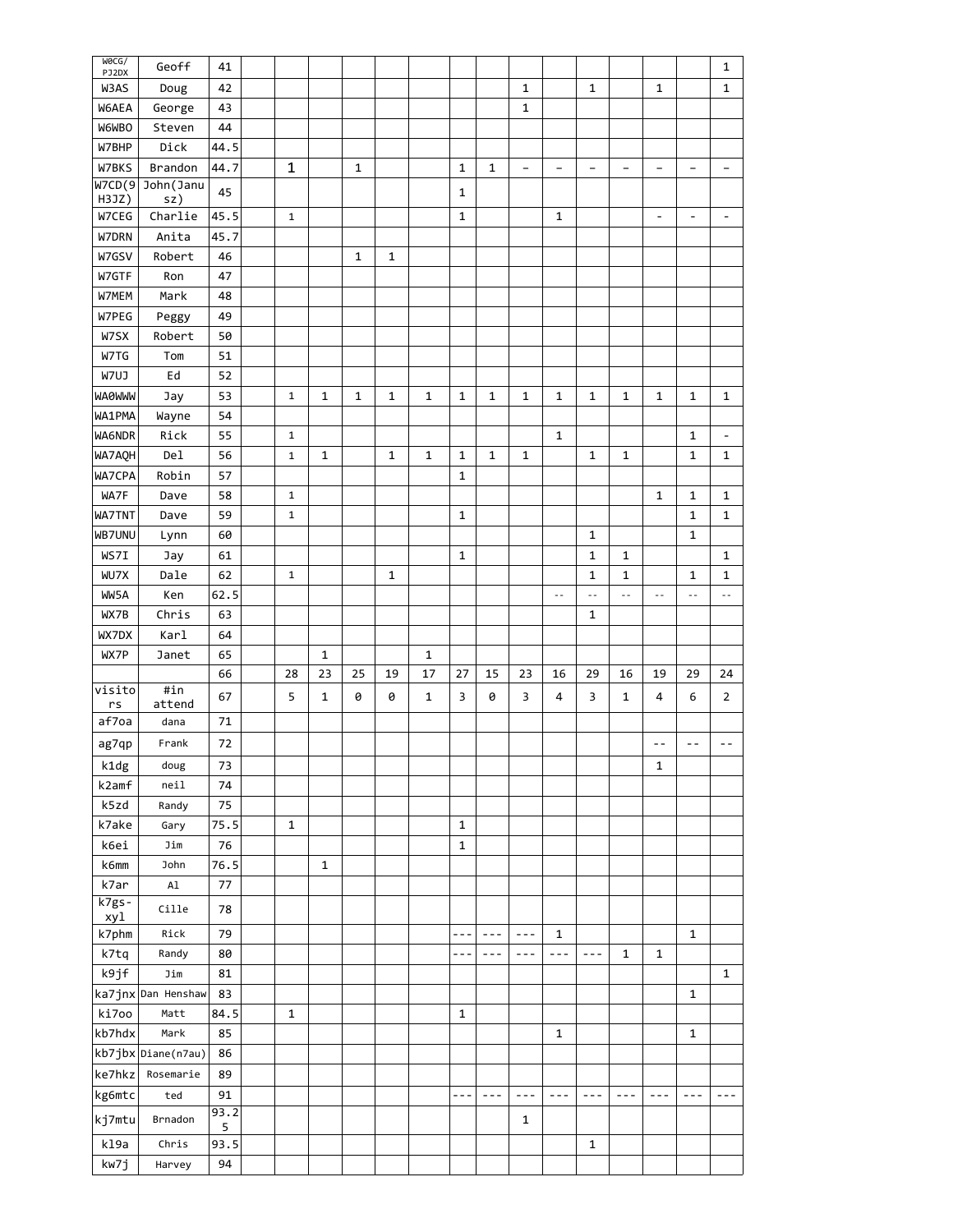| | | | | | | | | | | | | | | | | | |
|---|---|---|---|---|---|---|---|---|---|---|---|---|---|---|---|---|---|
| W0CG/PJ2DX | Geoff | 41 | | | | | | | | | | | | | | | 1 |
| W3AS | Doug | 42 | | | | | | | | | 1 | | 1 | | 1 | | 1 |
| W6AEA | George | 43 | | | | | | | | | 1 | | | | | | |
| W6WBO | Steven | 44 | | | | | | | | | | | | | | | |
| W7BHP | Dick | 44.5 | | | | | | | | | | | | | | | |
| W7BKS | Brandon | 44.7 | | 1 | | 1 | | | 1 | 1 | – | – | – | – | – | – | – |
| W7CD(9H3JZ) | John(Janusz) | 45 | | | | | | | 1 | | | | | | | | |
| W7CEG | Charlie | 45.5 | | 1 | | | | | 1 | | | 1 | | | - | - | - |
| W7DRN | Anita | 45.7 | | | | | | | | | | | | | | | |
| W7GSV | Robert | 46 | | | | 1 | 1 | | | | | | | | | | |
| W7GTF | Ron | 47 | | | | | | | | | | | | | | | |
| W7MEM | Mark | 48 | | | | | | | | | | | | | | | |
| W7PEG | Peggy | 49 | | | | | | | | | | | | | | | |
| W7SX | Robert | 50 | | | | | | | | | | | | | | | |
| W7TG | Tom | 51 | | | | | | | | | | | | | | | |
| W7UJ | Ed | 52 | | | | | | | | | | | | | | | |
| WA0WWW | Jay | 53 | | 1 | 1 | 1 | 1 | 1 | 1 | 1 | 1 | 1 | 1 | 1 | 1 | 1 | 1 |
| WA1PMA | Wayne | 54 | | | | | | | | | | | | | | | |
| WA6NDR | Rick | 55 | | 1 | | | | | | | | 1 | | | | 1 | - |
| WA7AQH | Del | 56 | | 1 | 1 | | 1 | 1 | 1 | 1 | 1 | | 1 | 1 | | 1 | 1 |
| WA7CPA | Robin | 57 | | | | | | | 1 | | | | | | | | |
| WA7F | Dave | 58 | | 1 | | | | | | | | | | | 1 | 1 | 1 |
| WA7TNT | Dave | 59 | | 1 | | | | | 1 | | | | | | | 1 | 1 |
| WB7UNU | Lynn | 60 | | | | | | | | | | | 1 | | | 1 | |
| WS7I | Jay | 61 | | | | | | | 1 | | | | 1 | 1 | | | 1 |
| WU7X | Dale | 62 | | 1 | | | 1 | | | | | | 1 | 1 | | 1 | 1 |
| WW5A | Ken | 62.5 | | | | | | | | | | -- | -- | -- | -- | -- | -- |
| WX7B | Chris | 63 | | | | | | | | | | | 1 | | | | |
| WX7DX | Karl | 64 | | | | | | | | | | | | | | | |
| WX7P | Janet | 65 | | | 1 | | | 1 | | | | | | | | | |
| | | 66 | | 28 | 23 | 25 | 19 | 17 | 27 | 15 | 23 | 16 | 29 | 16 | 19 | 29 | 24 |
| visitors | #in attend | 67 | | 5 | 1 | 0 | 0 | 1 | 3 | 0 | 3 | 4 | 3 | 1 | 4 | 6 | 2 |
| af7oa | dana | 71 | | | | | | | | | | | | | | | |
| ag7qp | Frank | 72 | | | | | | | | | | | | | -- | -- | -- |
| k1dg | doug | 73 | | | | | | | | | | | | | 1 | | |
| k2amf | neil | 74 | | | | | | | | | | | | | | | |
| k5zd | Randy | 75 | | | | | | | | | | | | | | | |
| k7ake | Gary | 75.5 | | 1 | | | | | 1 | | | | | | | | |
| k6ei | Jim | 76 | | | | | | | 1 | | | | | | | | |
| k6mm | John | 76.5 | | | 1 | | | | | | | | | | | | |
| k7ar | Al | 77 | | | | | | | | | | | | | | | |
| k7gs-xyl | Cille | 78 | | | | | | | | | | | | | | | |
| k7phm | Rick | 79 | | | | | | | --- | --- | --- | 1 | | | | 1 | |
| k7tq | Randy | 80 | | | | | | | --- | --- | --- | --- | --- | 1 | 1 | | |
| k9jf | Jim | 81 | | | | | | | | | | | | | | | 1 |
| ka7jnx | Dan Henshaw | 83 | | | | | | | | | | | | | | 1 | |
| ki7oo | Matt | 84.5 | | 1 | | | | | 1 | | | | | | | | |
| kb7hdx | Mark | 85 | | | | | | | | | | 1 | | | | 1 | |
| kb7jbx | Diane(n7au) | 86 | | | | | | | | | | | | | | | |
| ke7hkz | Rosemarie | 89 | | | | | | | | | | | | | | | |
| kg6mtc | ted | 91 | | | | | | | --- | --- | --- | --- | --- | --- | --- | --- | --- |
| kj7mtu | Brnadon | 93.25 | | | | | | | | | 1 | | | | | | |
| kl9a | Chris | 93.5 | | | | | | | | | | | 1 | | | | |
| kw7j | Harvey | 94 | | | | | | | | | | | | | | | |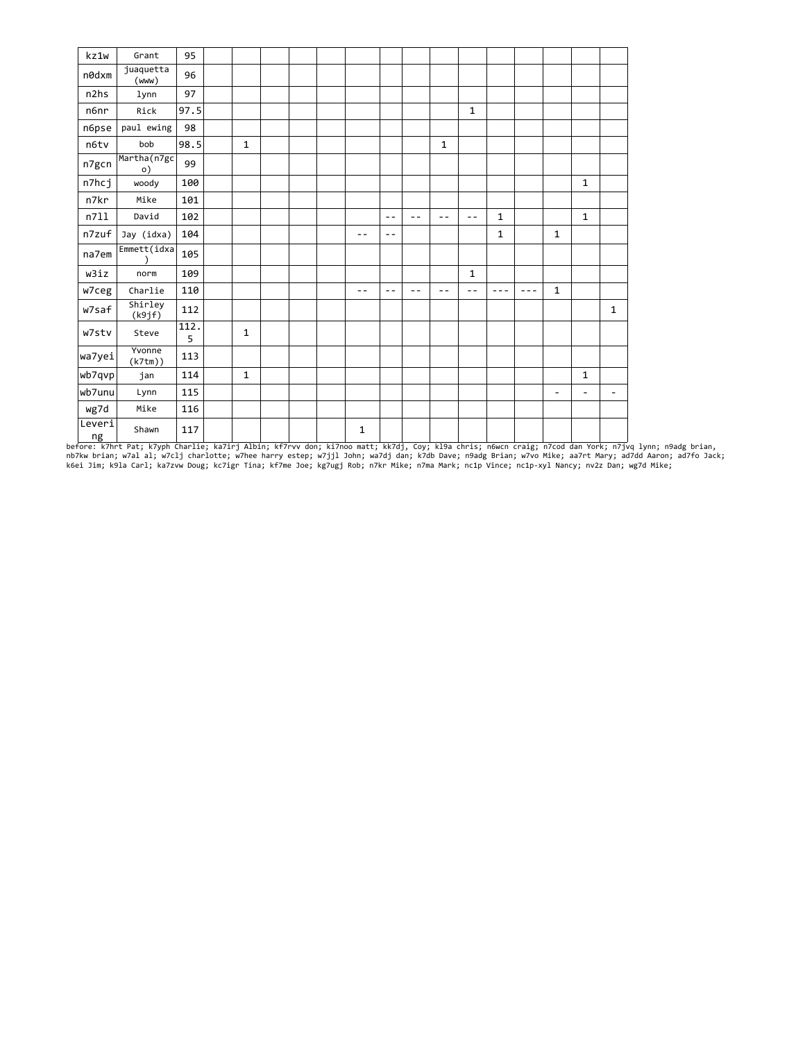| | | | | | | | | | | | | | | | | | |
|---|---|---|---|---|---|---|---|---|---|---|---|---|---|---|---|---|---|
| kz1w | Grant | 95 | | | | | | | | | | | | | | | |
| n0dxm | juaquetta (www) | 96 | | | | | | | | | | | | | | | |
| n2hs | lynn | 97 | | | | | | | | | | | | | | | |
| n6nr | Rick | 97.5 | | | | | | | | | | 1 | | | | | |
| n6pse | paul ewing | 98 | | | | | | | | | | | | | | | |
| n6tv | bob | 98.5 | | 1 | | | | | | | 1 | | | | | | |
| n7gcn | Martha(n7gco) | 99 | | | | | | | | | | | | | | | |
| n7hcj | woody | 100 | | | | | | | | | | | | | | 1 | |
| n7kr | Mike | 101 | | | | | | | | | | | | | | | |
| n7ll | David | 102 | | | | | | | -- | -- | -- | -- | 1 | | | 1 | |
| n7zuf | Jay (idxa) | 104 | | | | | | -- | -- | | | | 1 | | 1 | | |
| na7em | Emmett(idxa) | 105 | | | | | | | | | | | | | | | |
| w3iz | norm | 109 | | | | | | | | | | 1 | | | | | |
| w7ceg | Charlie | 110 | | | | | | -- | -- | -- | -- | -- | --- | --- | 1 | | |
| w7saf | Shirley (k9jf) | 112 | | | | | | | | | | | | | | | 1 |
| w7stv | Steve | 112.5 | | 1 | | | | | | | | | | | | | |
| wa7yei | Yvonne (k7tm)) | 113 | | | | | | | | | | | | | | | |
| wb7qvp | jan | 114 | | 1 | | | | | | | | | | | | 1 | |
| wb7unu | Lynn | 115 | | | | | | | | | | | | | - | - | - |
| wg7d | Mike | 116 | | | | | | | | | | | | | | | |
| Levering | Shawn | 117 | | | | | | 1 | | | | | | | | | |

before: k7hrt Pat; k7yph Charlie; ka7irj Albin; kf7rvv don; ki7noo matt; kk7dj, Coy; kl9a chris; n6wcn craig; n7cod dan York; n7jvq lynn; n9adg brian, nb7kw brian; w7al al; w7clj charlotte; w7hee harry estep; w7jjl John; wa7dj dan; k7db Dave; n9adg Brian; w7vo Mike; aa7rt Mary; ad7dd Aaron; ad7fo Jack; k6ei Jim; k9la Carl; ka7zvw Doug; kc7igr Tina; kf7me Joe; kg7ugj Rob; n7kr Mike; n7ma Mark; nc1p Vince; nc1p-xyl Nancy; nv2z Dan; wg7d Mike;